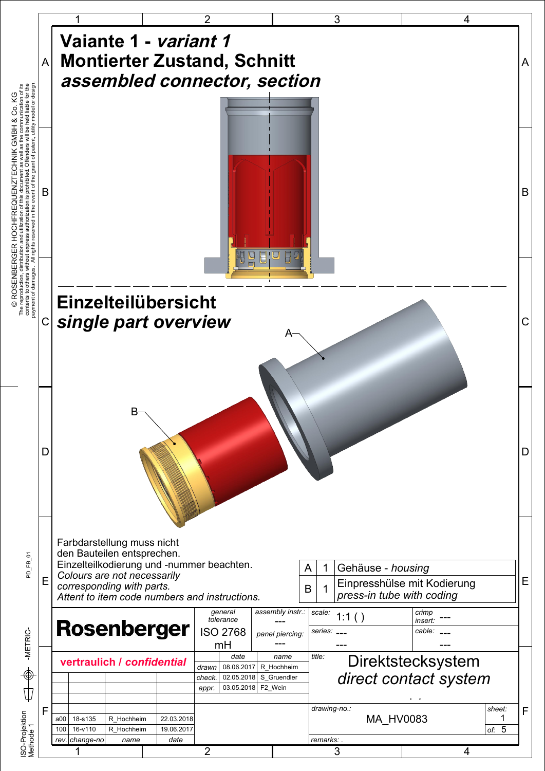# Vaiante 1 - *variant 1*
# Montierter Zustand, Schnitt
# *assembled connector, section*

# Einzelteilübersicht
# *single part overview*

A

B

Farbdarstellung muss nicht den Bauteilen entsprechen.
Einzelteilkodierung und -nummer beachten.
*Colours are not necessarily corresponding with parts.*
*Attent to item code numbers and instructions.*

| | | |
|---|---|---|
| A | 1 | Gehäuse - *housing* |
| B | 1 | Einpresshülse mit Kodierung *press-in tube with coding* |

© ROSENBERGER HOCHFREQUENZTECHNIK GMBH & Co. KG
The reproduction, distribution and utilization of this document as well as the communication of its contents to others without express authorization is prohibited. Offenders will be held liable for the payment of damages. All rights reserved in the event of the grant of patent, utility model or design.

**Rosenberger**

**vertraulich / *confidential***

| general tolerance | assembly instr.: | scale: | crimp insert: |
|---|---|---|---|
| ISO 2768 mH | --- | 1:1 ( ) | --- |
| | panel piercing: --- | series: --- --- | cable: --- --- |

| | date | name |
|---|---|---|
| drawn | 08.06.2017 | R_Hochheim |
| check. | 02.05.2018 | S_Gruendler |
| appr. | 03.05.2018 | F2_Wein |

title: Direktstecksystem *direct contact system*

drawing-no.: MA_HV0083

sheet: 1 of: 5

| rev. | change-no | name | date |
|---|---|---|---|
| a00 | 18-s135 | R_Hochheim | 22.03.2018 |
| 100 | 16-v110 | R_Hochheim | 19.06.2017 |

remarks: .

PD_FB_01

-METRIC-

ISO-Projektion Methode 1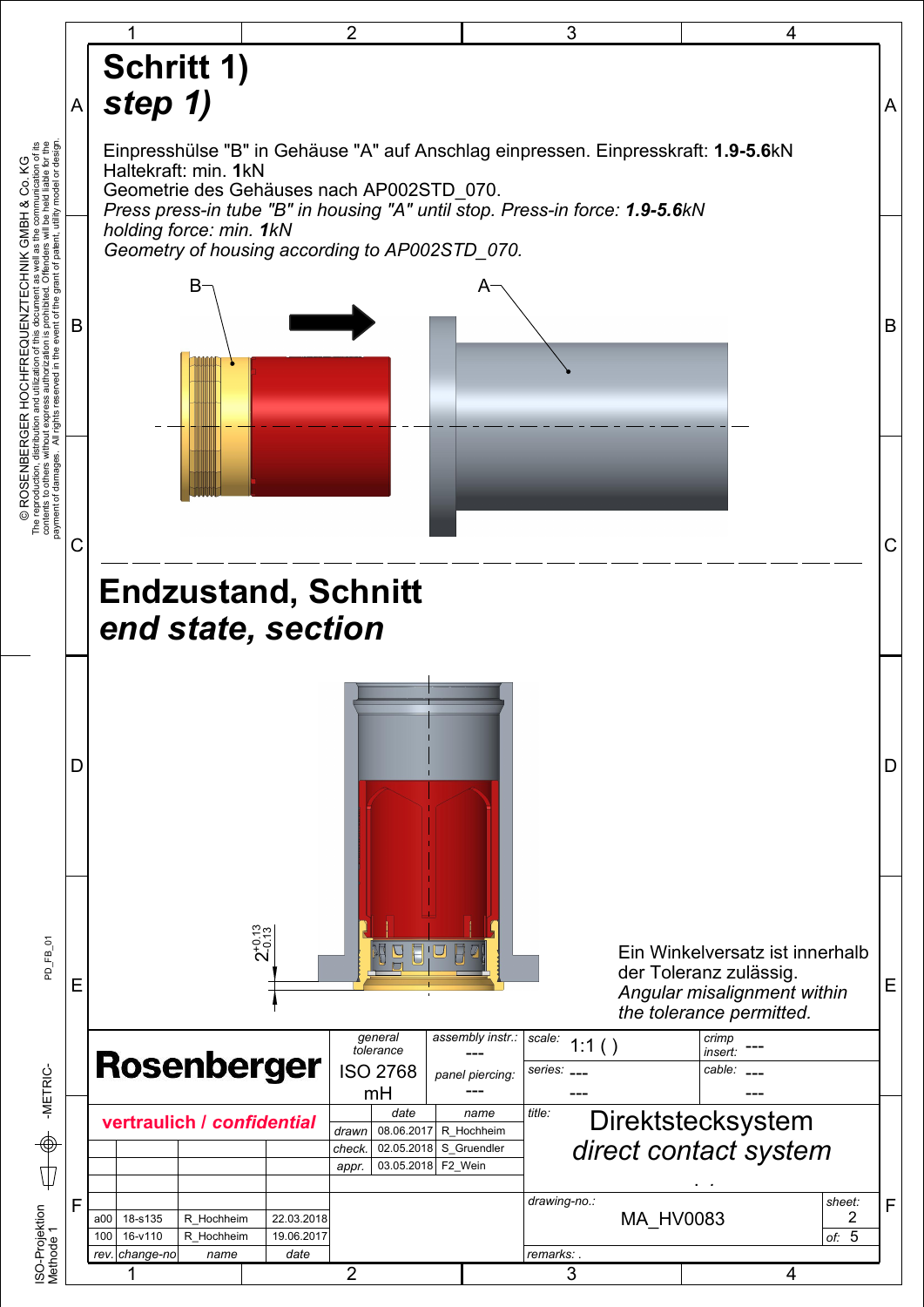# Schritt 1)
# *step 1)*

Einpresshülse "B" in Gehäuse "A" auf Anschlag einpressen. Einpresskraft: **1.9-5.6**kN
Haltekraft: min. **1**kN
Geometrie des Gehäuses nach AP002STD_070.
*Press press-in tube "B" in housing "A" until stop. Press-in force: **1.9-5.6**kN*
*holding force: min. **1**kN*
*Geometry of housing according to AP002STD_070.*

B

A

# Endzustand, Schnitt
# *end state, section*

$2^{+0.13}_{-0.13}$

Ein Winkelversatz ist innerhalb der Toleranz zulässig.
*Angular misalignment within the tolerance permitted.*

| Rosenberger | general tolerance ISO 2768 mH | assembly instr.: --- panel piercing: --- | scale: 1:1 ( ) | crimp insert: --- |
|---|---|---|---|---|
| | | | series: --- --- | cable: --- --- |

**vertraulich / *confidential***

| | date | name |
|---|---|---|
| drawn | 08.06.2017 | R_Hochheim |
| check. | 02.05.2018 | S_Gruendler |
| appr. | 03.05.2018 | F2_Wein |

title: Direktstecksystem *direct contact system*

drawing-no.: MA_HV0083

sheet: 2 of: 5

| rev. | change-no | name | date |
|---|---|---|---|
| a00 | 18-s135 | R_Hochheim | 22.03.2018 |
| 100 | 16-v110 | R_Hochheim | 19.06.2017 |

remarks: .

© ROSENBERGER HOCHFREQUENZTECHNIK GMBH & Co. KG
The reproduction, distribution and utilization of this document as well as the communication of its contents to others without express authorization is prohibited. Offenders will be held liable for the payment of damages. All rights reserved in the event of the grant of patent, utility model or design.

PD_FB_01

-METRIC-

ISO-Projektion Methode 1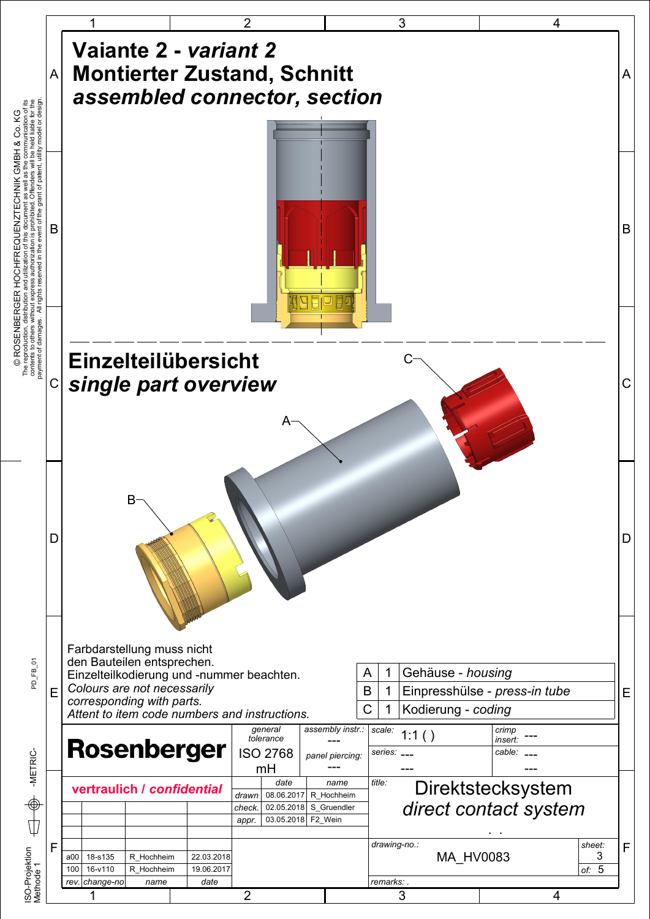# Vaiante 2 - *variant 2*
# Montierter Zustand, Schnitt
# *assembled connector, section*

## Einzelteilübersicht
## *single part overview*

A

B

C

Farbdarstellung muss nicht den Bauteilen entsprechen.
Einzelteilkodierung und -nummer beachten.
*Colours are not necessarily corresponding with parts.*
*Attent to item code numbers and instructions.*

| | | |
|---|---|---|
| A | 1 | Gehäuse - *housing* |
| B | 1 | Einpresshülse - *press-in tube* |
| C | 1 | Kodierung - *coding* |

| | | | |
|---|---|---|---|
| **Rosenberger** | *general tolerance*: ISO 2768 mH | *assembly instr.*: --- | *scale*: 1:1 ( ) |
| | | *panel piercing*: --- | *series*: --- --- |
| | | | *crimp insert*: --- |
| | | | *cable*: --- --- |

**vertraulich / *confidential***

| | date | name |
|---|---|---|
| drawn | 08.06.2017 | R_Hochheim |
| check. | 02.05.2018 | S_Gruendler |
| appr. | 03.05.2018 | F2_Wein |

*title:* Direktstecksystem
*direct contact system*

*drawing-no.:* MA_HV0083

*sheet:* 3 *of:* 5

| rev. | change-no | name | date |
|---|---|---|---|
| a00 | 18-s135 | R_Hochheim | 22.03.2018 |
| 100 | 16-v110 | R_Hochheim | 19.06.2017 |

*remarks:* .

© ROSENBERGER HOCHFREQUENZTECHNIK GMBH & Co. KG
The reproduction, distribution and utilization of this document as well as the communication of its contents to others without express authorization is prohibited. Offenders will be held liable for the payment of damages. All rights reserved in the event of the grant of patent, utility model or design.

PD_FB_01

-METRIC-

ISO-Projektion Methode 1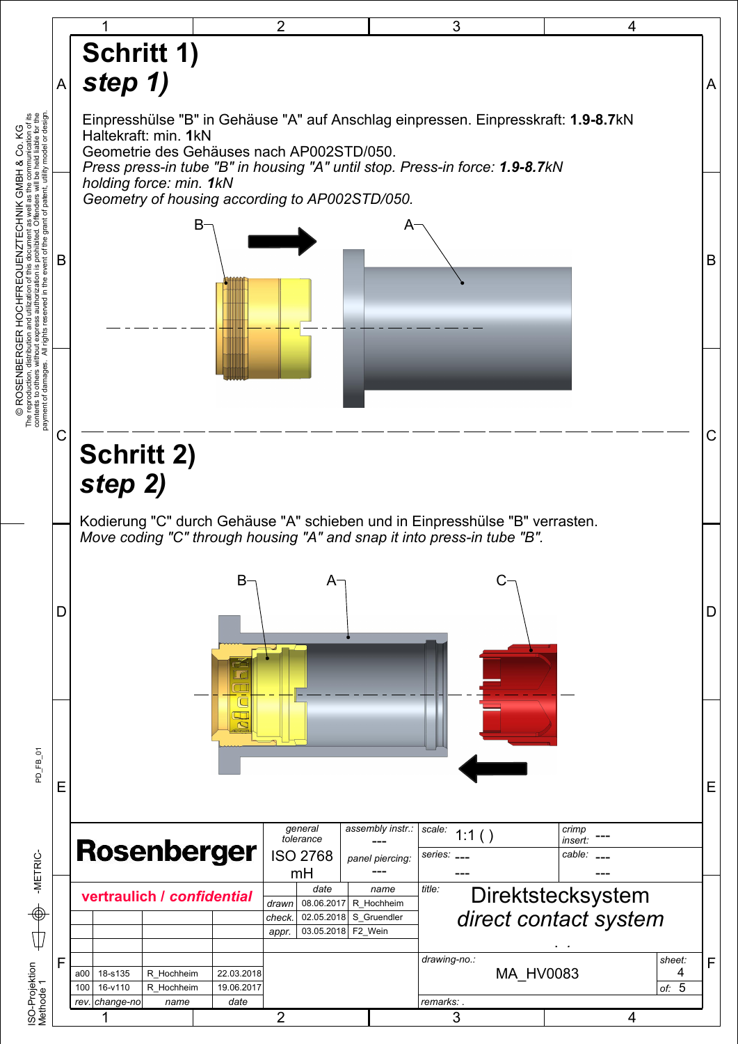# Schritt 1)
# *step 1)*

Einpresshülse "B" in Gehäuse "A" auf Anschlag einpressen. Einpresskraft: **1.9-8.7**kN
Haltekraft: min. **1**kN
Geometrie des Gehäuses nach AP002STD/050.
*Press press-in tube "B" in housing "A" until stop. Press-in force:* ***1.9-8.7****kN*
*holding force: min.* ***1****kN*
*Geometry of housing according to AP002STD/050.*

B A

# Schritt 2)
# *step 2)*

Kodierung "C" durch Gehäuse "A" schieben und in Einpresshülse "B" verrasten.
*Move coding "C" through housing "A" and snap it into press-in tube "B".*

B A C

| **Rosenberger** | general tolerance ISO 2768 mH | assembly instr.: --- panel piercing: --- | scale: 1:1 ( ) | crimp insert: --- |
|---|---|---|---|---|
| | | | series: --- --- | cable: --- --- |

| **vertraulich / *confidential*** | | | | date | name |
|---|---|---|---|---|---|
| | | | drawn | 08.06.2017 | R_Hochheim |
| | | | check. | 02.05.2018 | S_Gruendler |
| | | | appr. | 03.05.2018 | F2_Wein |
| a00 | 18-s135 | R_Hochheim | 22.03.2018 | | |
| 100 | 16-v110 | R_Hochheim | 19.06.2017 | | |
| rev. | change-no | name | date | | |

title: Direktstecksystem
*direct contact system*

drawing-no.: MA_HV0083

sheet: 4 of: 5

remarks: .

© ROSENBERGER HOCHFREQUENZTECHNIK GMBH & Co. KG
The reproduction, distribution and utilization of this document as well as the communication of its contents to others without express authorization is prohibited. Offenders will be held liable for the payment of damages. All rights reserved in the event of the grant of patent, utility model or design.

PD_FB_01

-METRIC-

ISO-Projektion Methode 1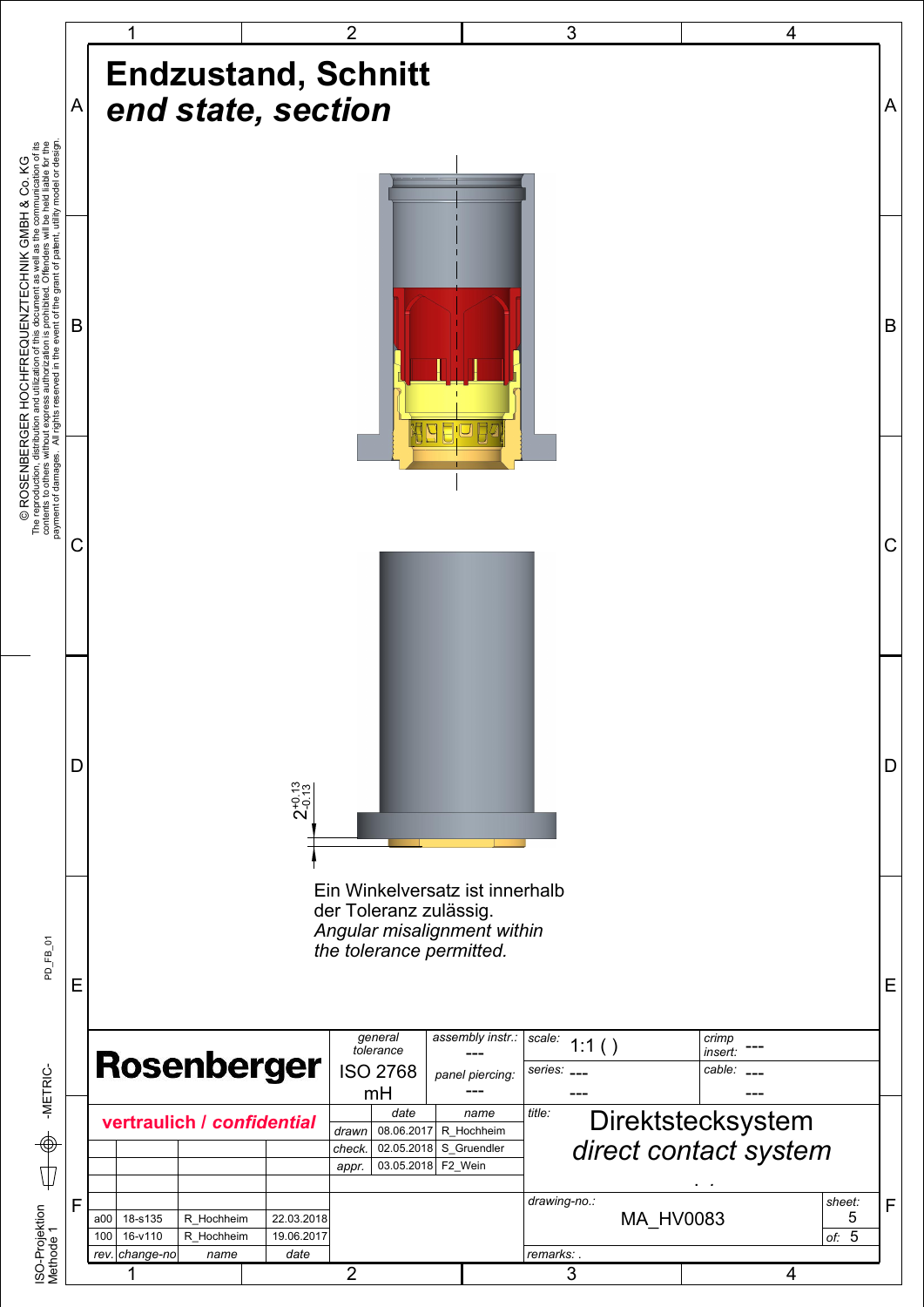# Endzustand, Schnitt
## *end state, section*

$2^{+0.13}_{-0.13}$

Ein Winkelversatz ist innerhalb der Toleranz zulässig.
*Angular misalignment within the tolerance permitted.*

© ROSENBERGER HOCHFREQUENZTECHNIK GMBH & Co. KG
The reproduction, distribution and utilization of this document as well as the communication of its contents to others without express authorization is prohibited. Offenders will be held liable for the payment of damages. All rights reserved in the event of the grant of patent, utility model or design.

PD_FB_01

ISO-Projektion Methode 1

-METRIC-

**Rosenberger**

**vertraulich / *confidential***

| general tolerance | assembly instr.: | scale: | crimp insert: |
|---|---|---|---|
| ISO 2768 mH | --- | 1:1 ( ) | --- |
| | panel piercing: --- | series: --- | cable: --- |

| | date | name |
|---|---|---|
| drawn | 08.06.2017 | R_Hochheim |
| check. | 02.05.2018 | S_Gruendler |
| appr. | 03.05.2018 | F2_Wein |

title: Direktstecksystem
*direct contact system*

drawing-no.: MA_HV0083

sheet: 5 of: 5

| rev. | change-no | name | date |
|---|---|---|---|
| a00 | 18-s135 | R_Hochheim | 22.03.2018 |
| 100 | 16-v110 | R_Hochheim | 19.06.2017 |

remarks: .